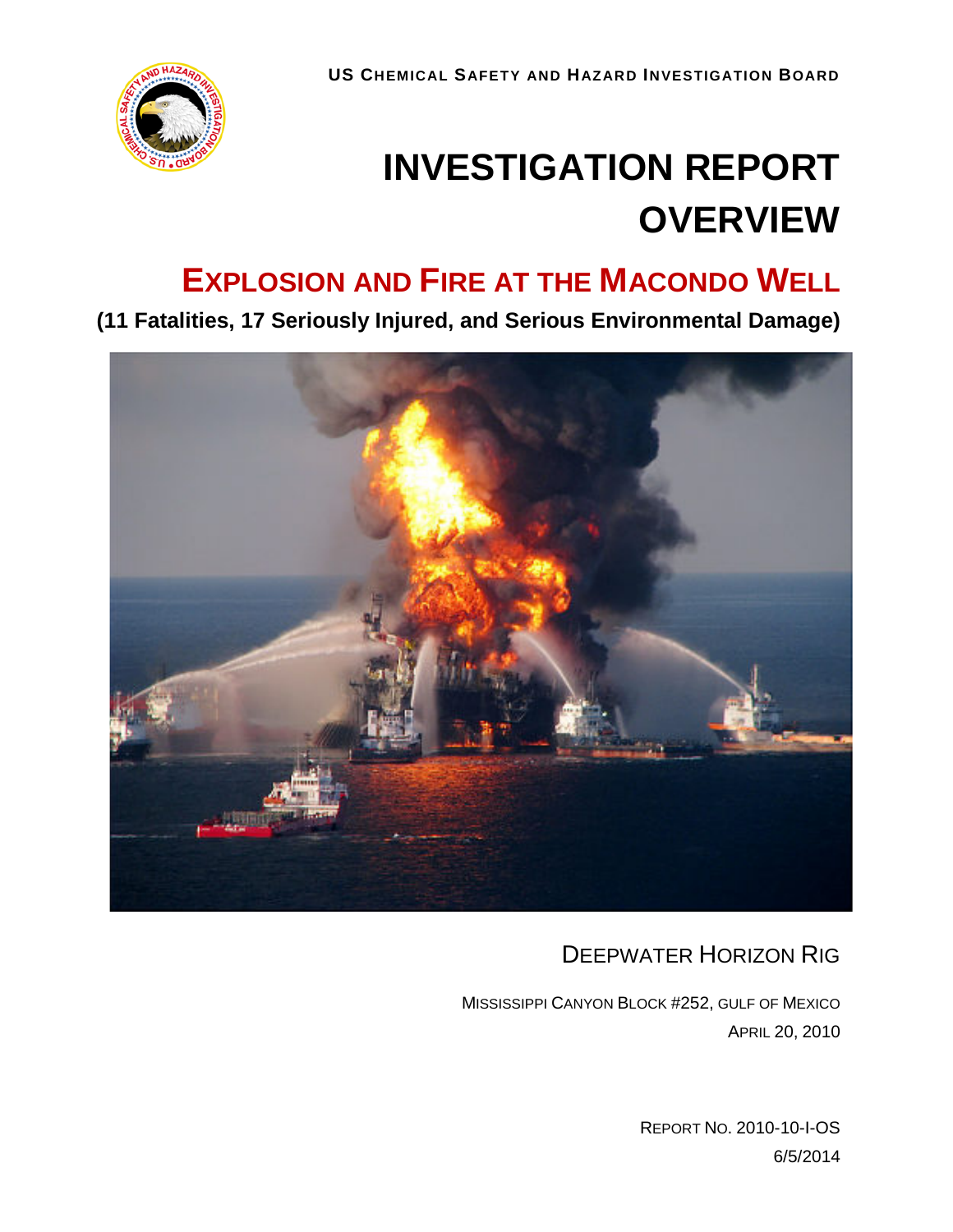**US CHEMICAL SAFETY AND HAZARD INVESTIGATION BOARD**

# INVESTIGATION REPORT OVERVIEW

## EXPLOSION AND FIRE AT THE MACONDO WELL

**(11 Fatalities, 17 Seriously Injured, and Serious Environmental Damage)**

DEEPWATER HORIZON RIG

MISSISSIPPI CANYON BLOCK #252, GULF OF MEXICO

APRIL 20, 2010

REPORT NO. 2010-10-I-OS

6/5/2014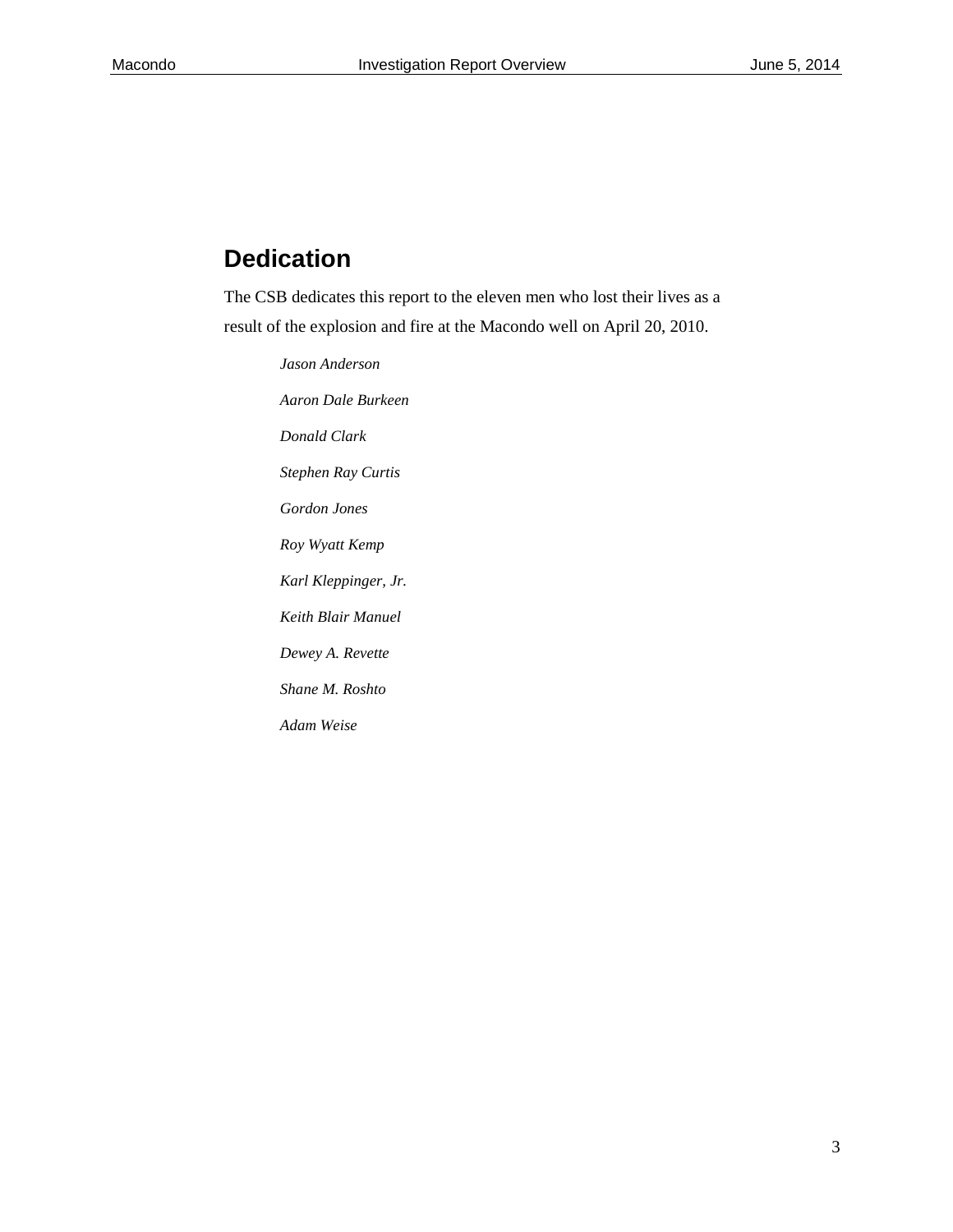## Dedication

The CSB dedicates this report to the eleven men who lost their lives as a result of the explosion and fire at the Macondo well on April 20, 2010.

*Jason Anderson*

*Aaron Dale Burkeen*

*Donald Clark*

*Stephen Ray Curtis*

*Gordon Jones*

*Roy Wyatt Kemp*

*Karl Kleppinger, Jr.*

*Keith Blair Manuel*

*Dewey A. Revette*

*Shane M. Roshto*

*Adam Weise*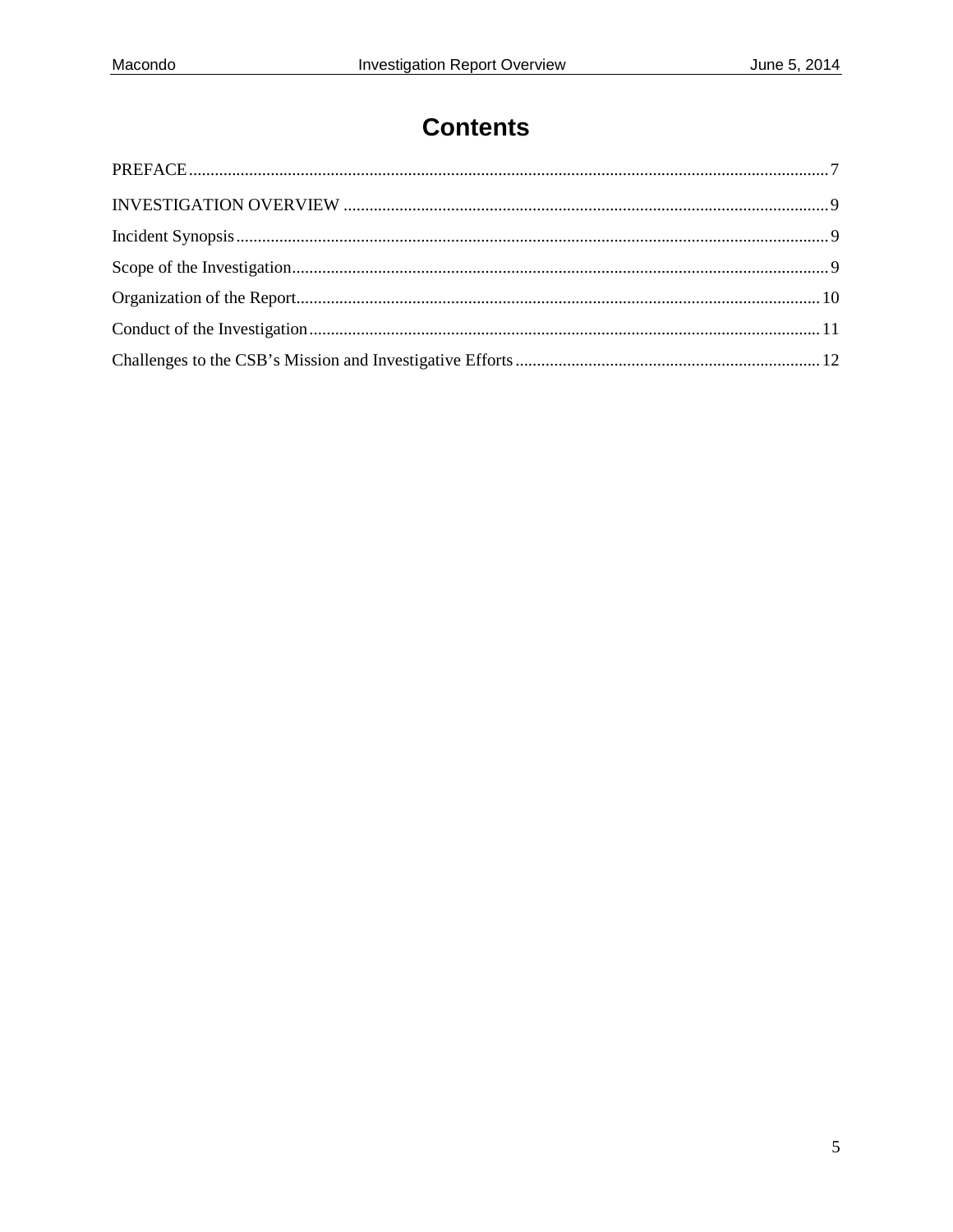# Contents

PREFACE .................................................................................................................................................. 7

INVESTIGATION OVERVIEW ............................................................................................................... 9

Incident Synopsis ........................................................................................................................................ 9

Scope of the Investigation ........................................................................................................................... 9

Organization of the Report ......................................................................................................................... 10

Conduct of the Investigation ...................................................................................................................... 11

Challenges to the CSB's Mission and Investigative Efforts ...................................................................... 12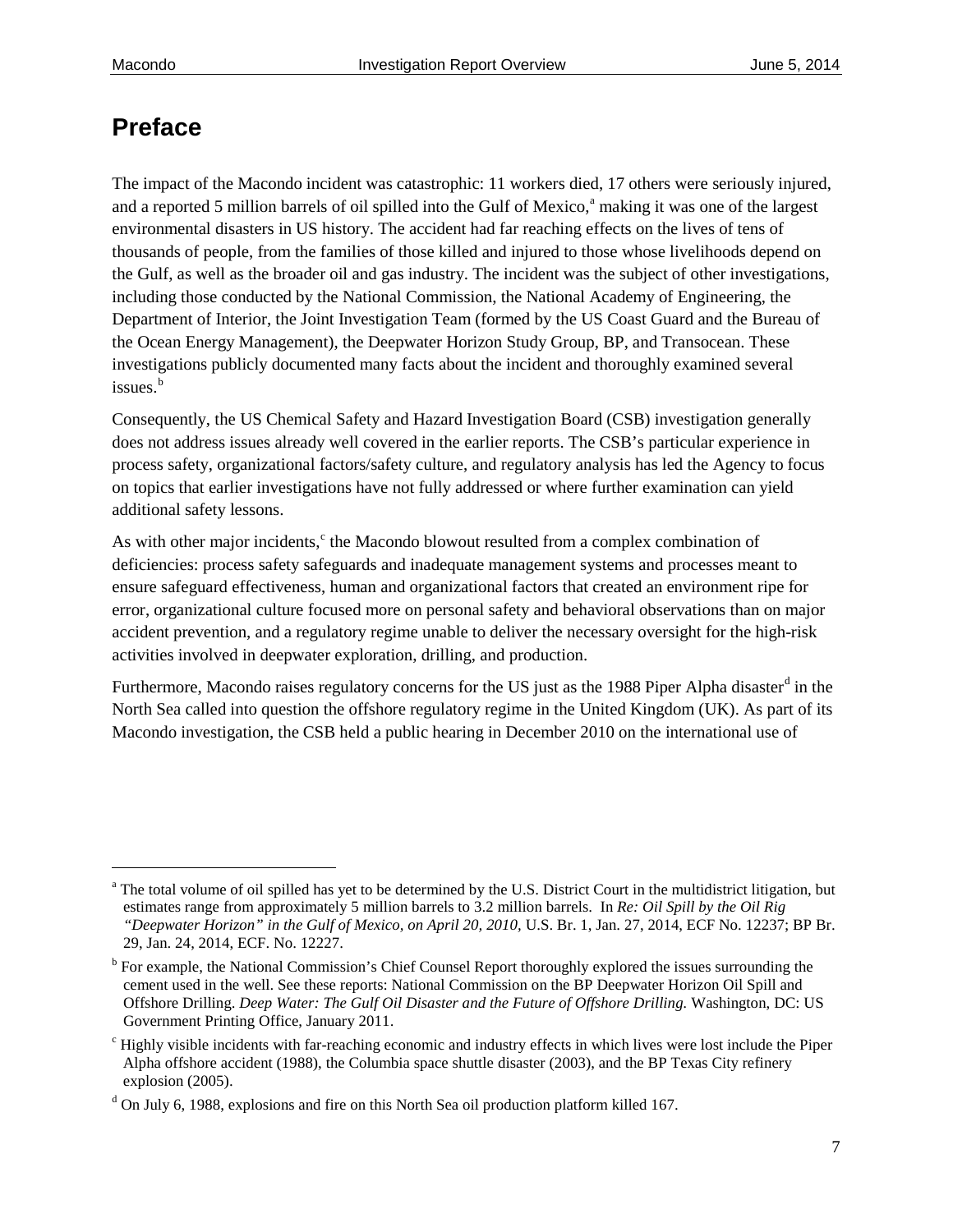# Preface

The impact of the Macondo incident was catastrophic: 11 workers died, 17 others were seriously injured, and a reported 5 million barrels of oil spilled into the Gulf of Mexico,[a] making it was one of the largest environmental disasters in US history. The accident had far reaching effects on the lives of tens of thousands of people, from the families of those killed and injured to those whose livelihoods depend on the Gulf, as well as the broader oil and gas industry. The incident was the subject of other investigations, including those conducted by the National Commission, the National Academy of Engineering, the Department of Interior, the Joint Investigation Team (formed by the US Coast Guard and the Bureau of the Ocean Energy Management), the Deepwater Horizon Study Group, BP, and Transocean. These investigations publicly documented many facts about the incident and thoroughly examined several issues.[b]

Consequently, the US Chemical Safety and Hazard Investigation Board (CSB) investigation generally does not address issues already well covered in the earlier reports. The CSB's particular experience in process safety, organizational factors/safety culture, and regulatory analysis has led the Agency to focus on topics that earlier investigations have not fully addressed or where further examination can yield additional safety lessons.

As with other major incidents,[c] the Macondo blowout resulted from a complex combination of deficiencies: process safety safeguards and inadequate management systems and processes meant to ensure safeguard effectiveness, human and organizational factors that created an environment ripe for error, organizational culture focused more on personal safety and behavioral observations than on major accident prevention, and a regulatory regime unable to deliver the necessary oversight for the high-risk activities involved in deepwater exploration, drilling, and production.

Furthermore, Macondo raises regulatory concerns for the US just as the 1988 Piper Alpha disaster[d] in the North Sea called into question the offshore regulatory regime in the United Kingdom (UK). As part of its Macondo investigation, the CSB held a public hearing in December 2010 on the international use of

---

[a] The total volume of oil spilled has yet to be determined by the U.S. District Court in the multidistrict litigation, but estimates range from approximately 5 million barrels to 3.2 million barrels. In *Re: Oil Spill by the Oil Rig "Deepwater Horizon" in the Gulf of Mexico, on April 20, 2010*, U.S. Br. 1, Jan. 27, 2014, ECF No. 12237; BP Br. 29, Jan. 24, 2014, ECF. No. 12227.

[b] For example, the National Commission's Chief Counsel Report thoroughly explored the issues surrounding the cement used in the well. See these reports: National Commission on the BP Deepwater Horizon Oil Spill and Offshore Drilling. *Deep Water: The Gulf Oil Disaster and the Future of Offshore Drilling.* Washington, DC: US Government Printing Office, January 2011.

[c] Highly visible incidents with far-reaching economic and industry effects in which lives were lost include the Piper Alpha offshore accident (1988), the Columbia space shuttle disaster (2003), and the BP Texas City refinery explosion (2005).

[d] On July 6, 1988, explosions and fire on this North Sea oil production platform killed 167.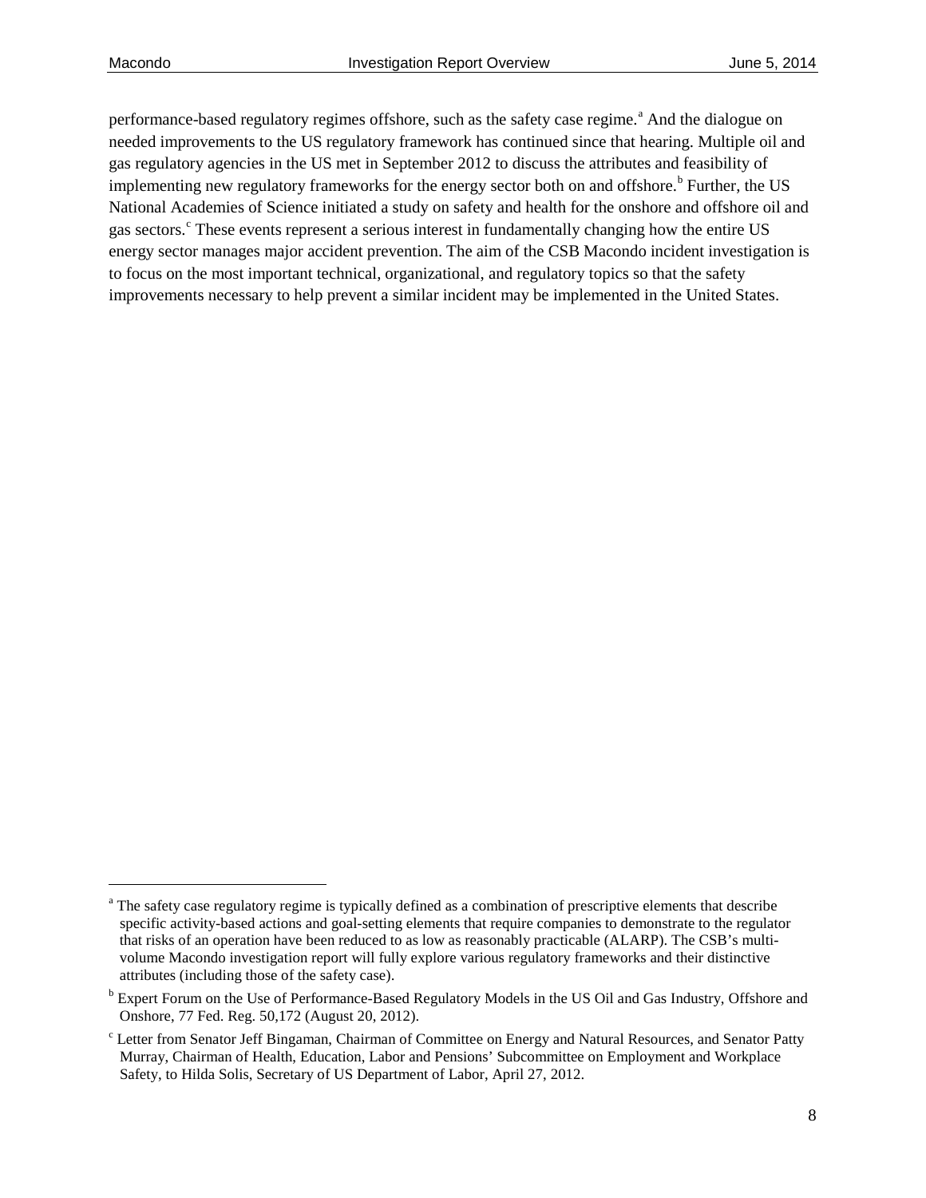performance-based regulatory regimes offshore, such as the safety case regime.[a] And the dialogue on needed improvements to the US regulatory framework has continued since that hearing. Multiple oil and gas regulatory agencies in the US met in September 2012 to discuss the attributes and feasibility of implementing new regulatory frameworks for the energy sector both on and offshore.[b] Further, the US National Academies of Science initiated a study on safety and health for the onshore and offshore oil and gas sectors.[c] These events represent a serious interest in fundamentally changing how the entire US energy sector manages major accident prevention. The aim of the CSB Macondo incident investigation is to focus on the most important technical, organizational, and regulatory topics so that the safety improvements necessary to help prevent a similar incident may be implemented in the United States.

---

[a] The safety case regulatory regime is typically defined as a combination of prescriptive elements that describe specific activity-based actions and goal-setting elements that require companies to demonstrate to the regulator that risks of an operation have been reduced to as low as reasonably practicable (ALARP). The CSB's multi-volume Macondo investigation report will fully explore various regulatory frameworks and their distinctive attributes (including those of the safety case).

[b] Expert Forum on the Use of Performance-Based Regulatory Models in the US Oil and Gas Industry, Offshore and Onshore, 77 Fed. Reg. 50,172 (August 20, 2012).

[c] Letter from Senator Jeff Bingaman, Chairman of Committee on Energy and Natural Resources, and Senator Patty Murray, Chairman of Health, Education, Labor and Pensions' Subcommittee on Employment and Workplace Safety, to Hilda Solis, Secretary of US Department of Labor, April 27, 2012.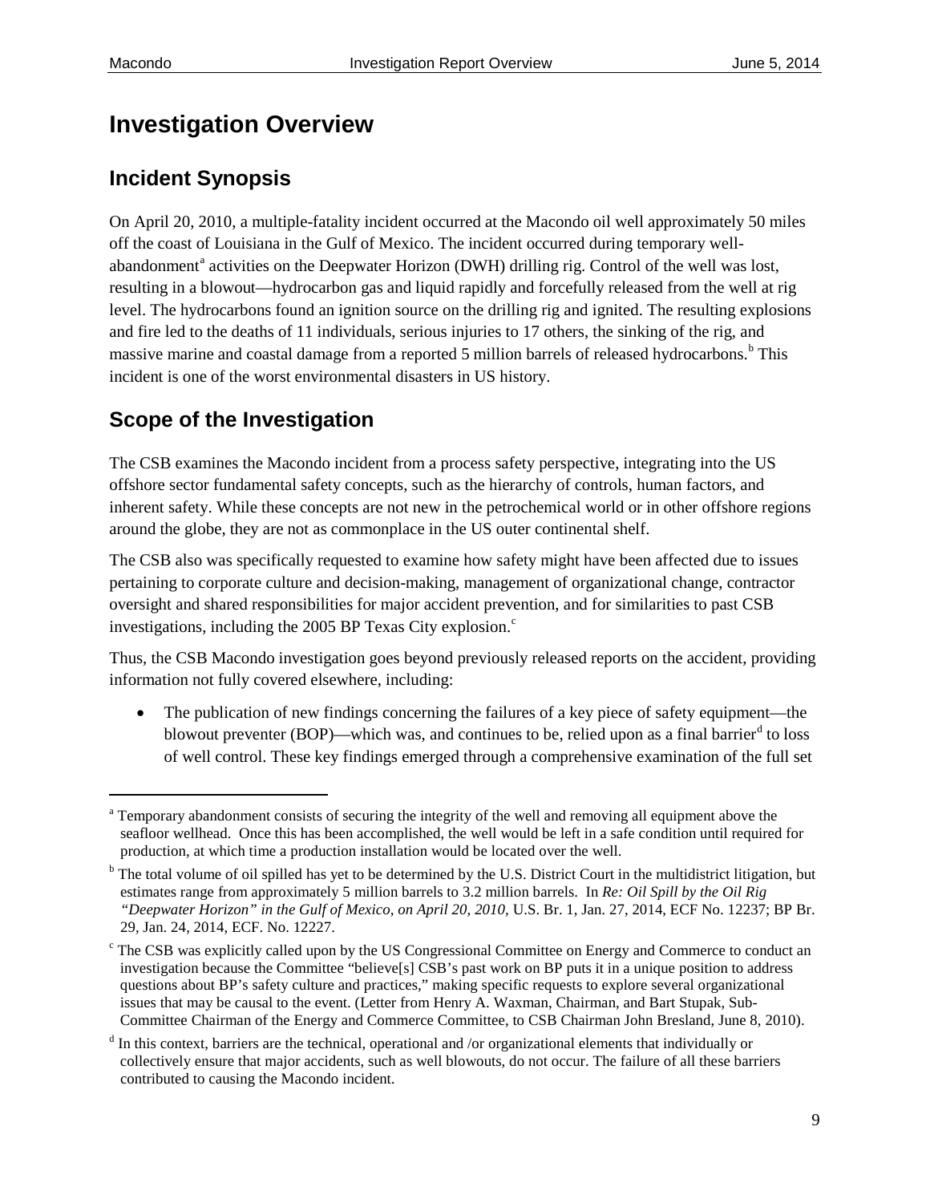# Investigation Overview

## Incident Synopsis

On April 20, 2010, a multiple-fatality incident occurred at the Macondo oil well approximately 50 miles off the coast of Louisiana in the Gulf of Mexico. The incident occurred during temporary well-abandonment[a] activities on the Deepwater Horizon (DWH) drilling rig. Control of the well was lost, resulting in a blowout—hydrocarbon gas and liquid rapidly and forcefully released from the well at rig level. The hydrocarbons found an ignition source on the drilling rig and ignited. The resulting explosions and fire led to the deaths of 11 individuals, serious injuries to 17 others, the sinking of the rig, and massive marine and coastal damage from a reported 5 million barrels of released hydrocarbons.[b] This incident is one of the worst environmental disasters in US history.

## Scope of the Investigation

The CSB examines the Macondo incident from a process safety perspective, integrating into the US offshore sector fundamental safety concepts, such as the hierarchy of controls, human factors, and inherent safety. While these concepts are not new in the petrochemical world or in other offshore regions around the globe, they are not as commonplace in the US outer continental shelf.

The CSB also was specifically requested to examine how safety might have been affected due to issues pertaining to corporate culture and decision-making, management of organizational change, contractor oversight and shared responsibilities for major accident prevention, and for similarities to past CSB investigations, including the 2005 BP Texas City explosion.[c]

Thus, the CSB Macondo investigation goes beyond previously released reports on the accident, providing information not fully covered elsewhere, including:

- The publication of new findings concerning the failures of a key piece of safety equipment—the blowout preventer (BOP)—which was, and continues to be, relied upon as a final barrier[d] to loss of well control. These key findings emerged through a comprehensive examination of the full set

---

[a] Temporary abandonment consists of securing the integrity of the well and removing all equipment above the seafloor wellhead. Once this has been accomplished, the well would be left in a safe condition until required for production, at which time a production installation would be located over the well.

[b] The total volume of oil spilled has yet to be determined by the U.S. District Court in the multidistrict litigation, but estimates range from approximately 5 million barrels to 3.2 million barrels. In *Re: Oil Spill by the Oil Rig "Deepwater Horizon" in the Gulf of Mexico, on April 20, 2010*, U.S. Br. 1, Jan. 27, 2014, ECF No. 12237; BP Br. 29, Jan. 24, 2014, ECF. No. 12227.

[c] The CSB was explicitly called upon by the US Congressional Committee on Energy and Commerce to conduct an investigation because the Committee "believe[s] CSB's past work on BP puts it in a unique position to address questions about BP's safety culture and practices," making specific requests to explore several organizational issues that may be causal to the event. (Letter from Henry A. Waxman, Chairman, and Bart Stupak, Sub-Committee Chairman of the Energy and Commerce Committee, to CSB Chairman John Bresland, June 8, 2010).

[d] In this context, barriers are the technical, operational and /or organizational elements that individually or collectively ensure that major accidents, such as well blowouts, do not occur. The failure of all these barriers contributed to causing the Macondo incident.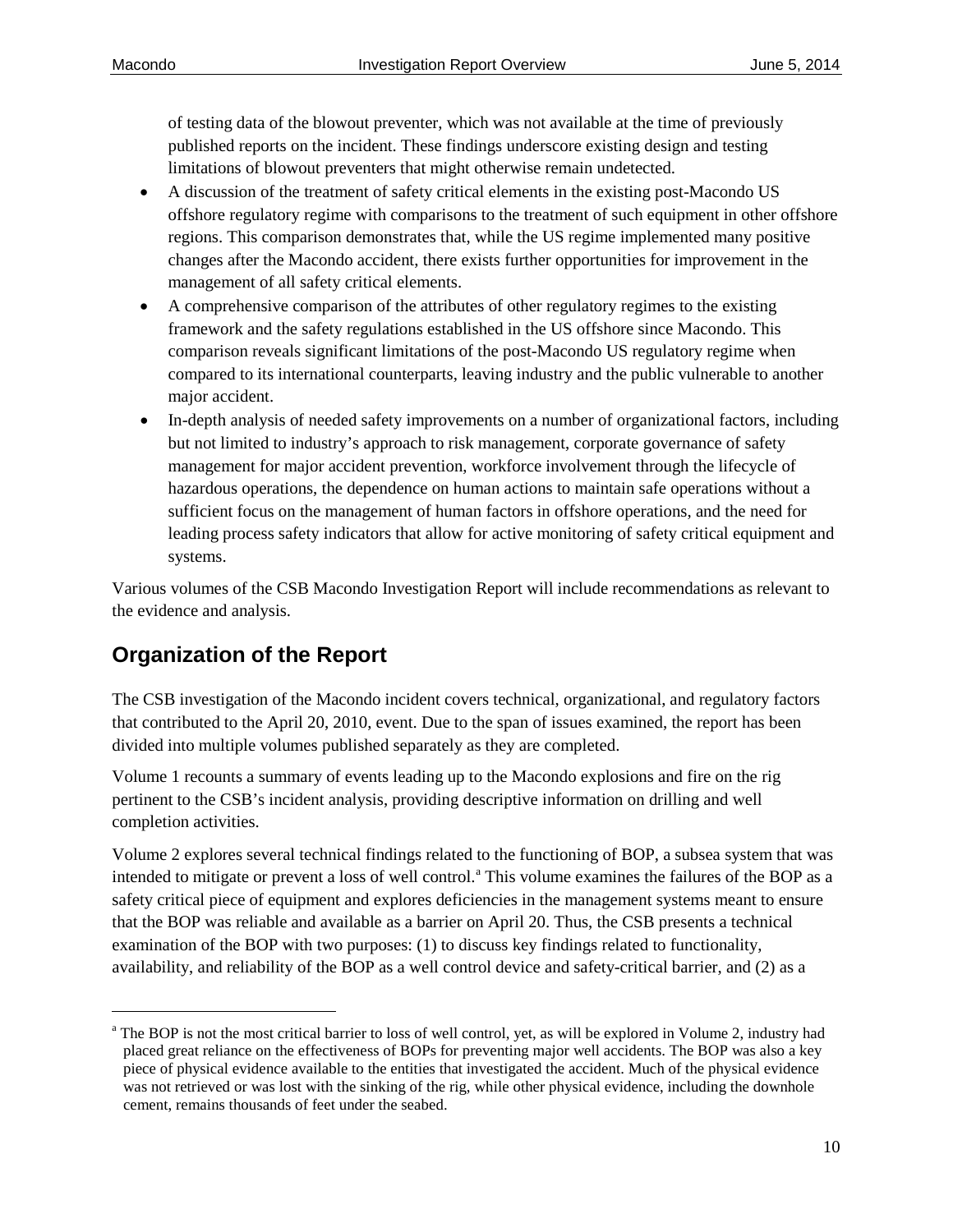of testing data of the blowout preventer, which was not available at the time of previously published reports on the incident. These findings underscore existing design and testing limitations of blowout preventers that might otherwise remain undetected.

- A discussion of the treatment of safety critical elements in the existing post-Macondo US offshore regulatory regime with comparisons to the treatment of such equipment in other offshore regions. This comparison demonstrates that, while the US regime implemented many positive changes after the Macondo accident, there exists further opportunities for improvement in the management of all safety critical elements.
- A comprehensive comparison of the attributes of other regulatory regimes to the existing framework and the safety regulations established in the US offshore since Macondo. This comparison reveals significant limitations of the post-Macondo US regulatory regime when compared to its international counterparts, leaving industry and the public vulnerable to another major accident.
- In-depth analysis of needed safety improvements on a number of organizational factors, including but not limited to industry's approach to risk management, corporate governance of safety management for major accident prevention, workforce involvement through the lifecycle of hazardous operations, the dependence on human actions to maintain safe operations without a sufficient focus on the management of human factors in offshore operations, and the need for leading process safety indicators that allow for active monitoring of safety critical equipment and systems.

Various volumes of the CSB Macondo Investigation Report will include recommendations as relevant to the evidence and analysis.

## Organization of the Report

The CSB investigation of the Macondo incident covers technical, organizational, and regulatory factors that contributed to the April 20, 2010, event. Due to the span of issues examined, the report has been divided into multiple volumes published separately as they are completed.

Volume 1 recounts a summary of events leading up to the Macondo explosions and fire on the rig pertinent to the CSB's incident analysis, providing descriptive information on drilling and well completion activities.

Volume 2 explores several technical findings related to the functioning of BOP, a subsea system that was intended to mitigate or prevent a loss of well control.[a] This volume examines the failures of the BOP as a safety critical piece of equipment and explores deficiencies in the management systems meant to ensure that the BOP was reliable and available as a barrier on April 20. Thus, the CSB presents a technical examination of the BOP with two purposes: (1) to discuss key findings related to functionality, availability, and reliability of the BOP as a well control device and safety-critical barrier, and (2) as a

[a] The BOP is not the most critical barrier to loss of well control, yet, as will be explored in Volume 2, industry had placed great reliance on the effectiveness of BOPs for preventing major well accidents. The BOP was also a key piece of physical evidence available to the entities that investigated the accident. Much of the physical evidence was not retrieved or was lost with the sinking of the rig, while other physical evidence, including the downhole cement, remains thousands of feet under the seabed.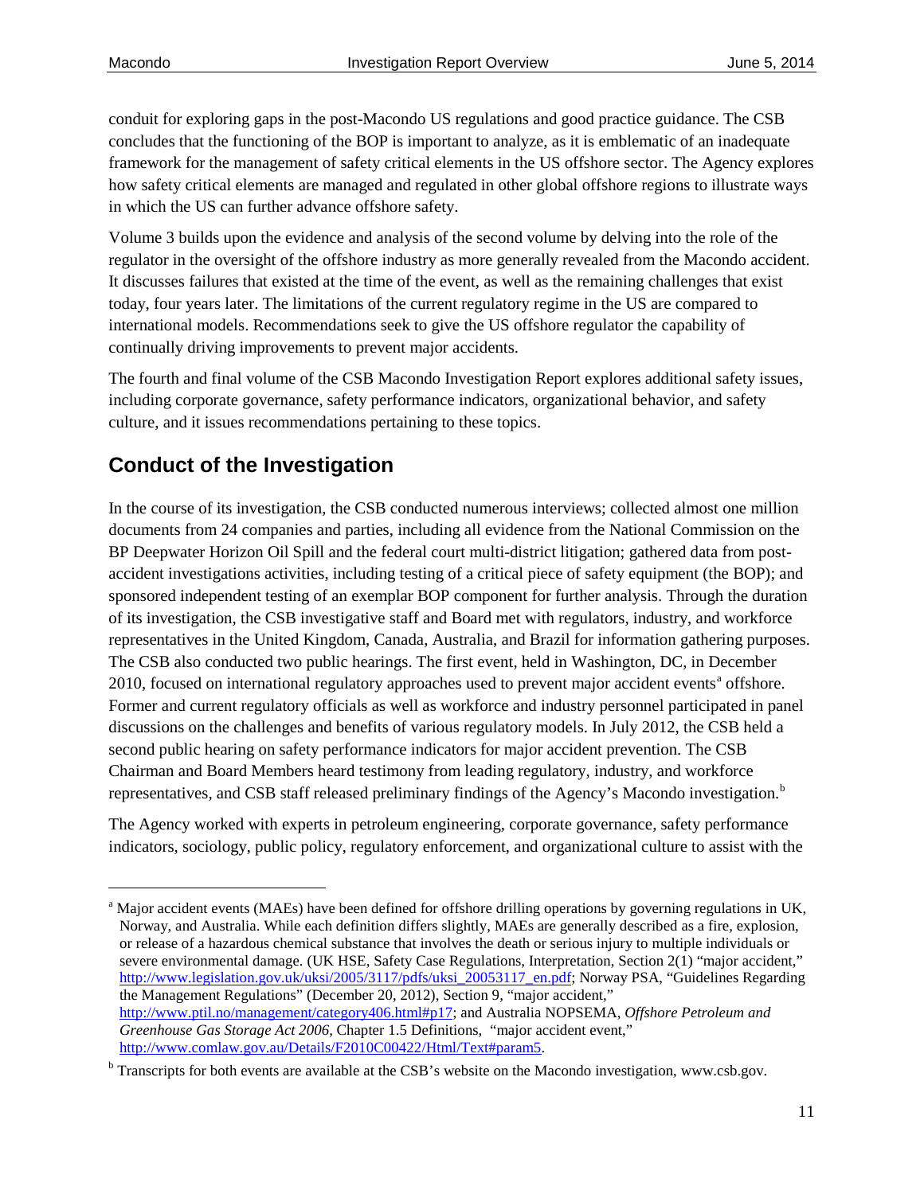conduit for exploring gaps in the post-Macondo US regulations and good practice guidance. The CSB concludes that the functioning of the BOP is important to analyze, as it is emblematic of an inadequate framework for the management of safety critical elements in the US offshore sector. The Agency explores how safety critical elements are managed and regulated in other global offshore regions to illustrate ways in which the US can further advance offshore safety.

Volume 3 builds upon the evidence and analysis of the second volume by delving into the role of the regulator in the oversight of the offshore industry as more generally revealed from the Macondo accident. It discusses failures that existed at the time of the event, as well as the remaining challenges that exist today, four years later. The limitations of the current regulatory regime in the US are compared to international models. Recommendations seek to give the US offshore regulator the capability of continually driving improvements to prevent major accidents.

The fourth and final volume of the CSB Macondo Investigation Report explores additional safety issues, including corporate governance, safety performance indicators, organizational behavior, and safety culture, and it issues recommendations pertaining to these topics.

## Conduct of the Investigation

In the course of its investigation, the CSB conducted numerous interviews; collected almost one million documents from 24 companies and parties, including all evidence from the National Commission on the BP Deepwater Horizon Oil Spill and the federal court multi-district litigation; gathered data from post-accident investigations activities, including testing of a critical piece of safety equipment (the BOP); and sponsored independent testing of an exemplar BOP component for further analysis. Through the duration of its investigation, the CSB investigative staff and Board met with regulators, industry, and workforce representatives in the United Kingdom, Canada, Australia, and Brazil for information gathering purposes. The CSB also conducted two public hearings. The first event, held in Washington, DC, in December 2010, focused on international regulatory approaches used to prevent major accident events[a] offshore. Former and current regulatory officials as well as workforce and industry personnel participated in panel discussions on the challenges and benefits of various regulatory models. In July 2012, the CSB held a second public hearing on safety performance indicators for major accident prevention. The CSB Chairman and Board Members heard testimony from leading regulatory, industry, and workforce representatives, and CSB staff released preliminary findings of the Agency's Macondo investigation.[b]

The Agency worked with experts in petroleum engineering, corporate governance, safety performance indicators, sociology, public policy, regulatory enforcement, and organizational culture to assist with the

---

[a] Major accident events (MAEs) have been defined for offshore drilling operations by governing regulations in UK, Norway, and Australia. While each definition differs slightly, MAEs are generally described as a fire, explosion, or release of a hazardous chemical substance that involves the death or serious injury to multiple individuals or severe environmental damage. (UK HSE, Safety Case Regulations, Interpretation, Section 2(1) "major accident," http://www.legislation.gov.uk/uksi/2005/3117/pdfs/uksi_20053117_en.pdf; Norway PSA, "Guidelines Regarding the Management Regulations" (December 20, 2012), Section 9, "major accident," http://www.ptil.no/management/category406.html#p17; and Australia NOPSEMA, *Offshore Petroleum and Greenhouse Gas Storage Act 2006*, Chapter 1.5 Definitions, "major accident event," http://www.comlaw.gov.au/Details/F2010C00422/Html/Text#param5.

[b] Transcripts for both events are available at the CSB's website on the Macondo investigation, www.csb.gov.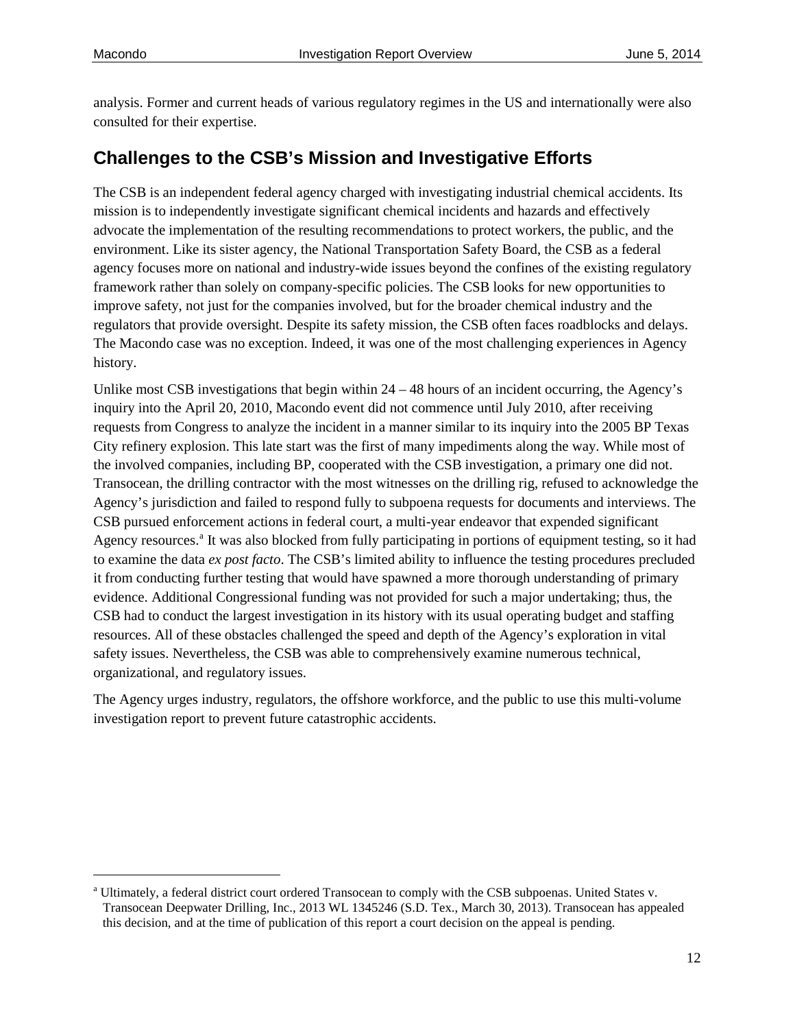analysis. Former and current heads of various regulatory regimes in the US and internationally were also consulted for their expertise.

## Challenges to the CSB's Mission and Investigative Efforts

The CSB is an independent federal agency charged with investigating industrial chemical accidents. Its mission is to independently investigate significant chemical incidents and hazards and effectively advocate the implementation of the resulting recommendations to protect workers, the public, and the environment. Like its sister agency, the National Transportation Safety Board, the CSB as a federal agency focuses more on national and industry-wide issues beyond the confines of the existing regulatory framework rather than solely on company-specific policies. The CSB looks for new opportunities to improve safety, not just for the companies involved, but for the broader chemical industry and the regulators that provide oversight. Despite its safety mission, the CSB often faces roadblocks and delays. The Macondo case was no exception. Indeed, it was one of the most challenging experiences in Agency history.

Unlike most CSB investigations that begin within 24 – 48 hours of an incident occurring, the Agency's inquiry into the April 20, 2010, Macondo event did not commence until July 2010, after receiving requests from Congress to analyze the incident in a manner similar to its inquiry into the 2005 BP Texas City refinery explosion. This late start was the first of many impediments along the way. While most of the involved companies, including BP, cooperated with the CSB investigation, a primary one did not. Transocean, the drilling contractor with the most witnesses on the drilling rig, refused to acknowledge the Agency's jurisdiction and failed to respond fully to subpoena requests for documents and interviews. The CSB pursued enforcement actions in federal court, a multi-year endeavor that expended significant Agency resources.[a] It was also blocked from fully participating in portions of equipment testing, so it had to examine the data *ex post facto*. The CSB's limited ability to influence the testing procedures precluded it from conducting further testing that would have spawned a more thorough understanding of primary evidence. Additional Congressional funding was not provided for such a major undertaking; thus, the CSB had to conduct the largest investigation in its history with its usual operating budget and staffing resources. All of these obstacles challenged the speed and depth of the Agency's exploration in vital safety issues. Nevertheless, the CSB was able to comprehensively examine numerous technical, organizational, and regulatory issues.

The Agency urges industry, regulators, the offshore workforce, and the public to use this multi-volume investigation report to prevent future catastrophic accidents.

---

[a] Ultimately, a federal district court ordered Transocean to comply with the CSB subpoenas. United States v. Transocean Deepwater Drilling, Inc., 2013 WL 1345246 (S.D. Tex., March 30, 2013). Transocean has appealed this decision, and at the time of publication of this report a court decision on the appeal is pending.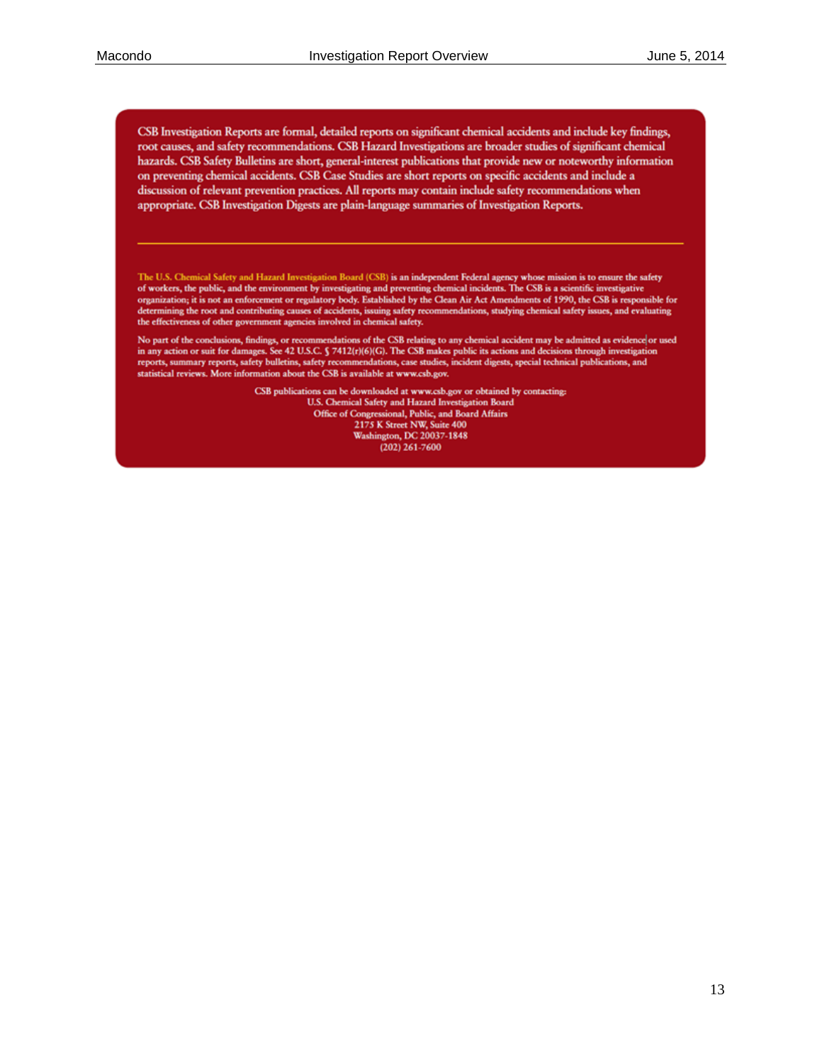CSB Investigation Reports are formal, detailed reports on significant chemical accidents and include key findings, root causes, and safety recommendations. CSB Hazard Investigations are broader studies of significant chemical hazards. CSB Safety Bulletins are short, general-interest publications that provide new or noteworthy information on preventing chemical accidents. CSB Case Studies are short reports on specific accidents and include a discussion of relevant prevention practices. All reports may contain include safety recommendations when appropriate. CSB Investigation Digests are plain-language summaries of Investigation Reports.

---

The U.S. Chemical Safety and Hazard Investigation Board (CSB) is an independent Federal agency whose mission is to ensure the safety of workers, the public, and the environment by investigating and preventing chemical incidents. The CSB is a scientific investigative organization; it is not an enforcement or regulatory body. Established by the Clean Air Act Amendments of 1990, the CSB is responsible for determining the root and contributing causes of accidents, issuing safety recommendations, studying chemical safety issues, and evaluating the effectiveness of other government agencies involved in chemical safety.

No part of the conclusions, findings, or recommendations of the CSB relating to any chemical accident may be admitted as evidence or used in any action or suit for damages. See 42 U.S.C. § 7412(r)(6)(G). The CSB makes public its actions and decisions through investigation reports, summary reports, safety bulletins, safety recommendations, case studies, incident digests, special technical publications, and statistical reviews. More information about the CSB is available at www.csb.gov.

CSB publications can be downloaded at www.csb.gov or obtained by contacting:
U.S. Chemical Safety and Hazard Investigation Board
Office of Congressional, Public, and Board Affairs
2175 K Street NW, Suite 400
Washington, DC 20037-1848
(202) 261-7600